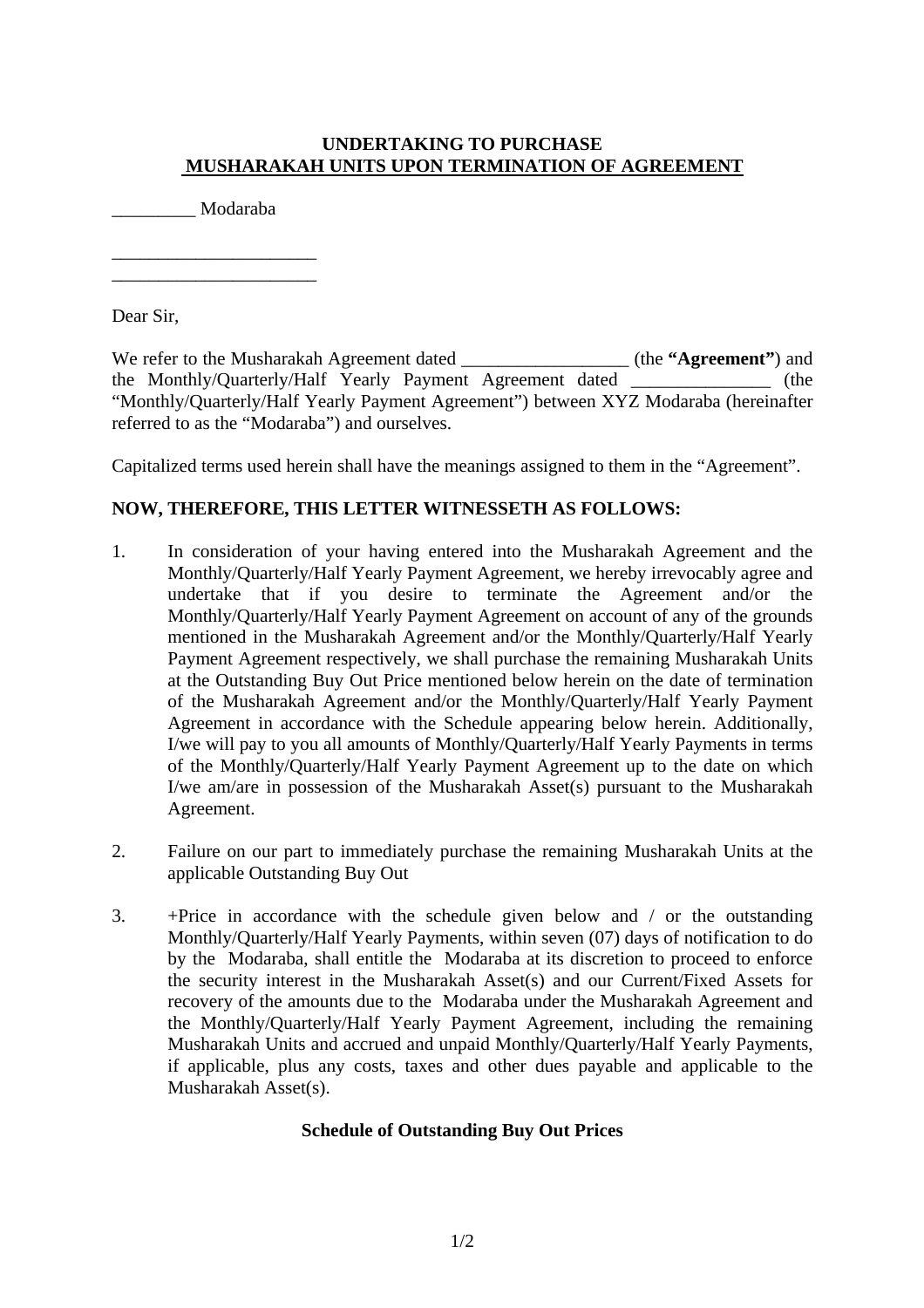**UNDERTAKING TO PURCHASE**
**MUSHARAKAH UNITS UPON TERMINATION OF AGREEMENT**

_________ Modaraba

______________________
______________________

Dear Sir,

We refer to the Musharakah Agreement dated _________________ (the **"Agreement"**) and the Monthly/Quarterly/Half Yearly Payment Agreement dated _______________ (the "Monthly/Quarterly/Half Yearly Payment Agreement") between XYZ Modaraba (hereinafter referred to as the "Modaraba") and ourselves.

Capitalized terms used herein shall have the meanings assigned to them in the "Agreement".

**NOW, THEREFORE, THIS LETTER WITNESSETH AS FOLLOWS:**

1. In consideration of your having entered into the Musharakah Agreement and the Monthly/Quarterly/Half Yearly Payment Agreement, we hereby irrevocably agree and undertake that if you desire to terminate the Agreement and/or the Monthly/Quarterly/Half Yearly Payment Agreement on account of any of the grounds mentioned in the Musharakah Agreement and/or the Monthly/Quarterly/Half Yearly Payment Agreement respectively, we shall purchase the remaining Musharakah Units at the Outstanding Buy Out Price mentioned below herein on the date of termination of the Musharakah Agreement and/or the Monthly/Quarterly/Half Yearly Payment Agreement in accordance with the Schedule appearing below herein. Additionally, I/we will pay to you all amounts of Monthly/Quarterly/Half Yearly Payments in terms of the Monthly/Quarterly/Half Yearly Payment Agreement up to the date on which I/we am/are in possession of the Musharakah Asset(s) pursuant to the Musharakah Agreement.

2. Failure on our part to immediately purchase the remaining Musharakah Units at the applicable Outstanding Buy Out

3. +Price in accordance with the schedule given below and / or the outstanding Monthly/Quarterly/Half Yearly Payments, within seven (07) days of notification to do by the Modaraba, shall entitle the Modaraba at its discretion to proceed to enforce the security interest in the Musharakah Asset(s) and our Current/Fixed Assets for recovery of the amounts due to the Modaraba under the Musharakah Agreement and the Monthly/Quarterly/Half Yearly Payment Agreement, including the remaining Musharakah Units and accrued and unpaid Monthly/Quarterly/Half Yearly Payments, if applicable, plus any costs, taxes and other dues payable and applicable to the Musharakah Asset(s).

**Schedule of Outstanding Buy Out Prices**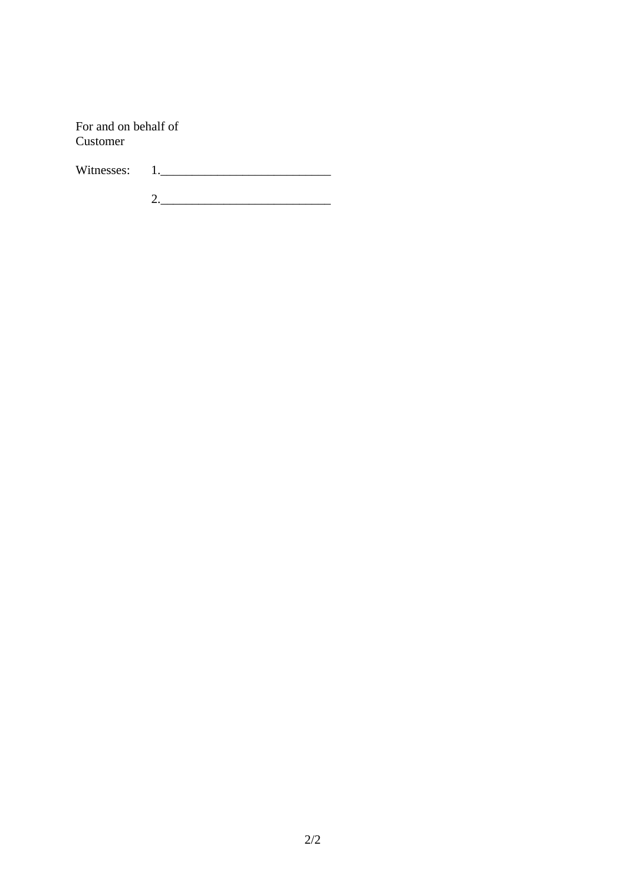For and on behalf of
Customer

Witnesses: 1.___________________________

2.___________________________